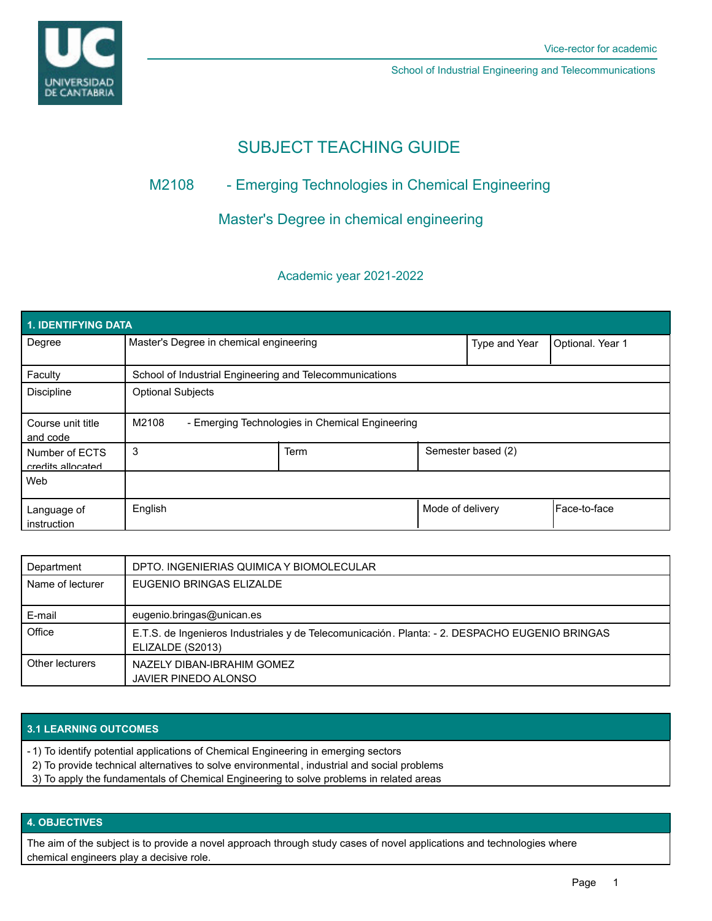Vice-rector for academic

School of Industrial Engineering and Telecommunications

# SUBJECT TEACHING GUIDE

## M2108 - Emerging Technologies in Chemical Engineering

## Master's Degree in chemical engineering

Academic year 2021-2022

| 1. IDENTIFYING DATA | | | | |
|---|---|---|---|---|
| Degree | Master's Degree in chemical engineering | | Type and Year | Optional. Year 1 |
| Faculty | School of Industrial Engineering and Telecommunications | | | |
| Discipline | Optional Subjects | | | |
| Course unit title and code | M2108 - Emerging Technologies in Chemical Engineering | | | |
| Number of ECTS credits allocated | 3 | Term | Semester based (2) | |
| Web | | | | |
| Language of instruction | English | | Mode of delivery | Face-to-face |

| | |
|---|---|
| Department | DPTO. INGENIERIAS QUIMICA Y BIOMOLECULAR |
| Name of lecturer | EUGENIO BRINGAS ELIZALDE |
| E-mail | eugenio.bringas@unican.es |
| Office | E.T.S. de Ingenieros Industriales y de Telecomunicación. Planta: - 2. DESPACHO EUGENIO BRINGAS ELIZALDE (S2013) |
| Other lecturers | NAZELY DIBAN-IBRAHIM GOMEZ<br>JAVIER PINEDO ALONSO |

### 3.1 LEARNING OUTCOMES

- 1) To identify potential applications of Chemical Engineering in emerging sectors
  2) To provide technical alternatives to solve environmental, industrial and social problems
  3) To apply the fundamentals of Chemical Engineering to solve problems in related areas

### 4. OBJECTIVES

The aim of the subject is to provide a novel approach through study cases of novel applications and technologies where chemical engineers play a decisive role.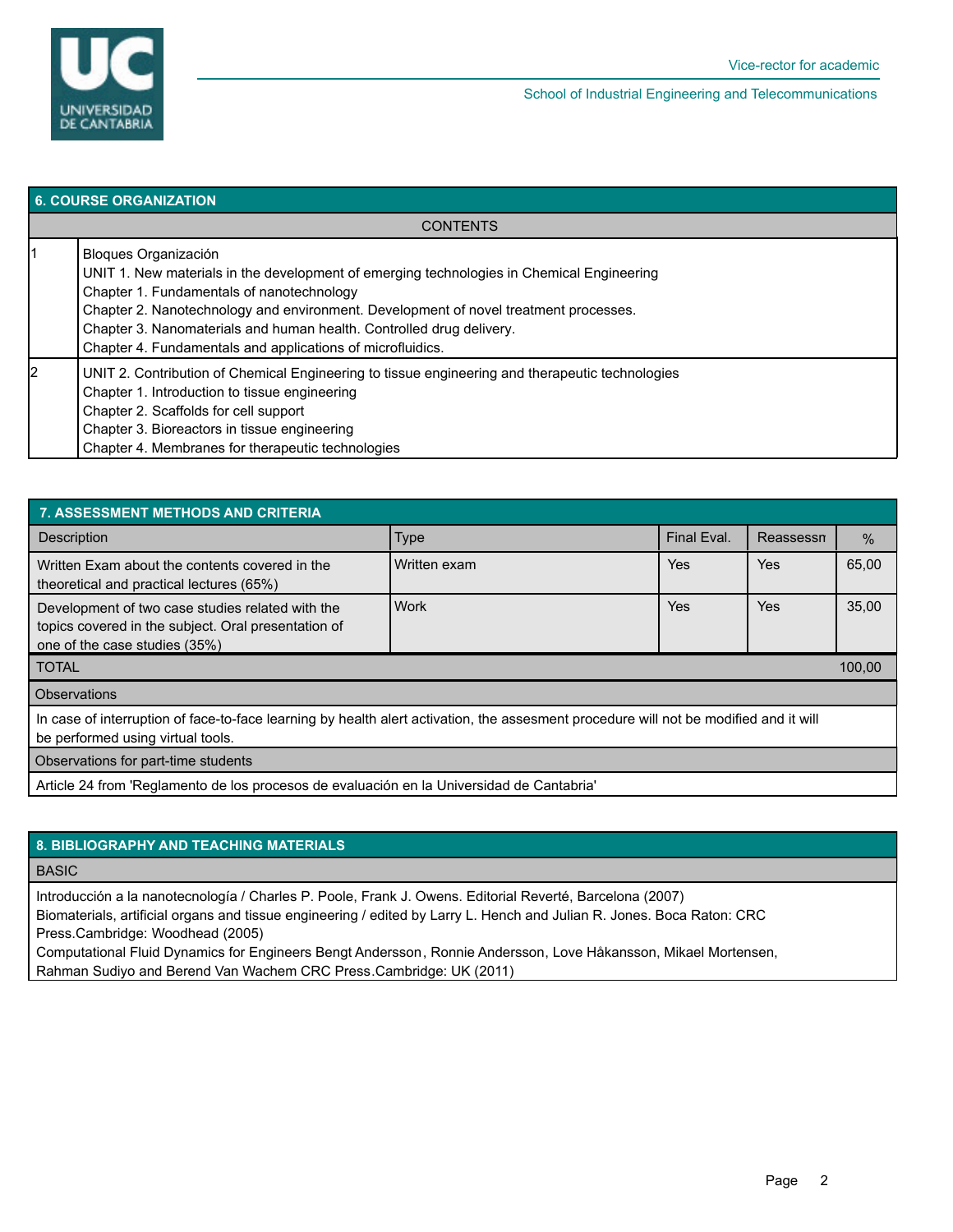## 6. COURSE ORGANIZATION

| CONTENTS | |
|---|---|
| 1 | Bloques Organización<br>UNIT 1. New materials in the development of emerging technologies in Chemical Engineering<br>Chapter 1. Fundamentals of nanotechnology<br>Chapter 2. Nanotechnology and environment. Development of novel treatment processes.<br>Chapter 3. Nanomaterials and human health. Controlled drug delivery.<br>Chapter 4. Fundamentals and applications of microfluidics. |
| 2 | UNIT 2. Contribution of Chemical Engineering to tissue engineering and therapeutic technologies<br>Chapter 1. Introduction to tissue engineering<br>Chapter 2. Scaffolds for cell support<br>Chapter 3. Bioreactors in tissue engineering<br>Chapter 4. Membranes for therapeutic technologies |

## 7. ASSESSMENT METHODS AND CRITERIA

| Description | Type | Final Eval. | Reassessn | % |
|---|---|---|---|---|
| Written Exam about the contents covered in the theoretical and practical lectures (65%) | Written exam | Yes | Yes | 65,00 |
| Development of two case studies related with the topics covered in the subject. Oral presentation of one of the case studies (35%) | Work | Yes | Yes | 35,00 |
| TOTAL | | | | 100,00 |

**Observations**

In case of interruption of face-to-face learning by health alert activation, the assesment procedure will not be modified and it will be performed using virtual tools.

**Observations for part-time students**

Article 24 from 'Reglamento de los procesos de evaluación en la Universidad de Cantabria'

## 8. BIBLIOGRAPHY AND TEACHING MATERIALS

**BASIC**

Introducción a la nanotecnología / Charles P. Poole, Frank J. Owens. Editorial Reverté, Barcelona (2007)
Biomaterials, artificial organs and tissue engineering / edited by Larry L. Hench and Julian R. Jones. Boca Raton: CRC Press.Cambridge: Woodhead (2005)
Computational Fluid Dynamics for Engineers Bengt Andersson, Ronnie Andersson, Love Håkansson, Mikael Mortensen, Rahman Sudiyo and Berend Van Wachem CRC Press.Cambridge: UK (2011)